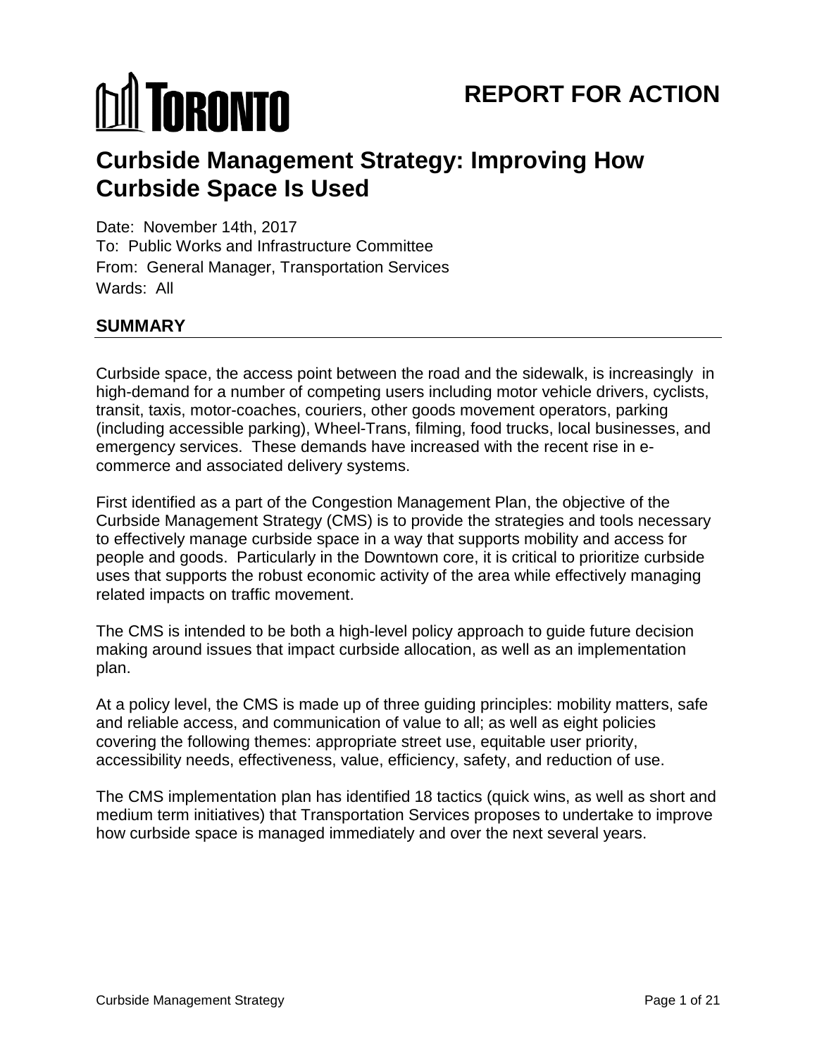TORONTO

# REPORT FOR ACTION

# Curbside Management Strategy: Improving How Curbside Space Is Used

Date: November 14th, 2017
To: Public Works and Infrastructure Committee
From: General Manager, Transportation Services
Wards: All

## SUMMARY

Curbside space, the access point between the road and the sidewalk, is increasingly in high-demand for a number of competing users including motor vehicle drivers, cyclists, transit, taxis, motor-coaches, couriers, other goods movement operators, parking (including accessible parking), Wheel-Trans, filming, food trucks, local businesses, and emergency services. These demands have increased with the recent rise in e-commerce and associated delivery systems.

First identified as a part of the Congestion Management Plan, the objective of the Curbside Management Strategy (CMS) is to provide the strategies and tools necessary to effectively manage curbside space in a way that supports mobility and access for people and goods. Particularly in the Downtown core, it is critical to prioritize curbside uses that supports the robust economic activity of the area while effectively managing related impacts on traffic movement.

The CMS is intended to be both a high-level policy approach to guide future decision making around issues that impact curbside allocation, as well as an implementation plan.

At a policy level, the CMS is made up of three guiding principles: mobility matters, safe and reliable access, and communication of value to all; as well as eight policies covering the following themes: appropriate street use, equitable user priority, accessibility needs, effectiveness, value, efficiency, safety, and reduction of use.

The CMS implementation plan has identified 18 tactics (quick wins, as well as short and medium term initiatives) that Transportation Services proposes to undertake to improve how curbside space is managed immediately and over the next several years.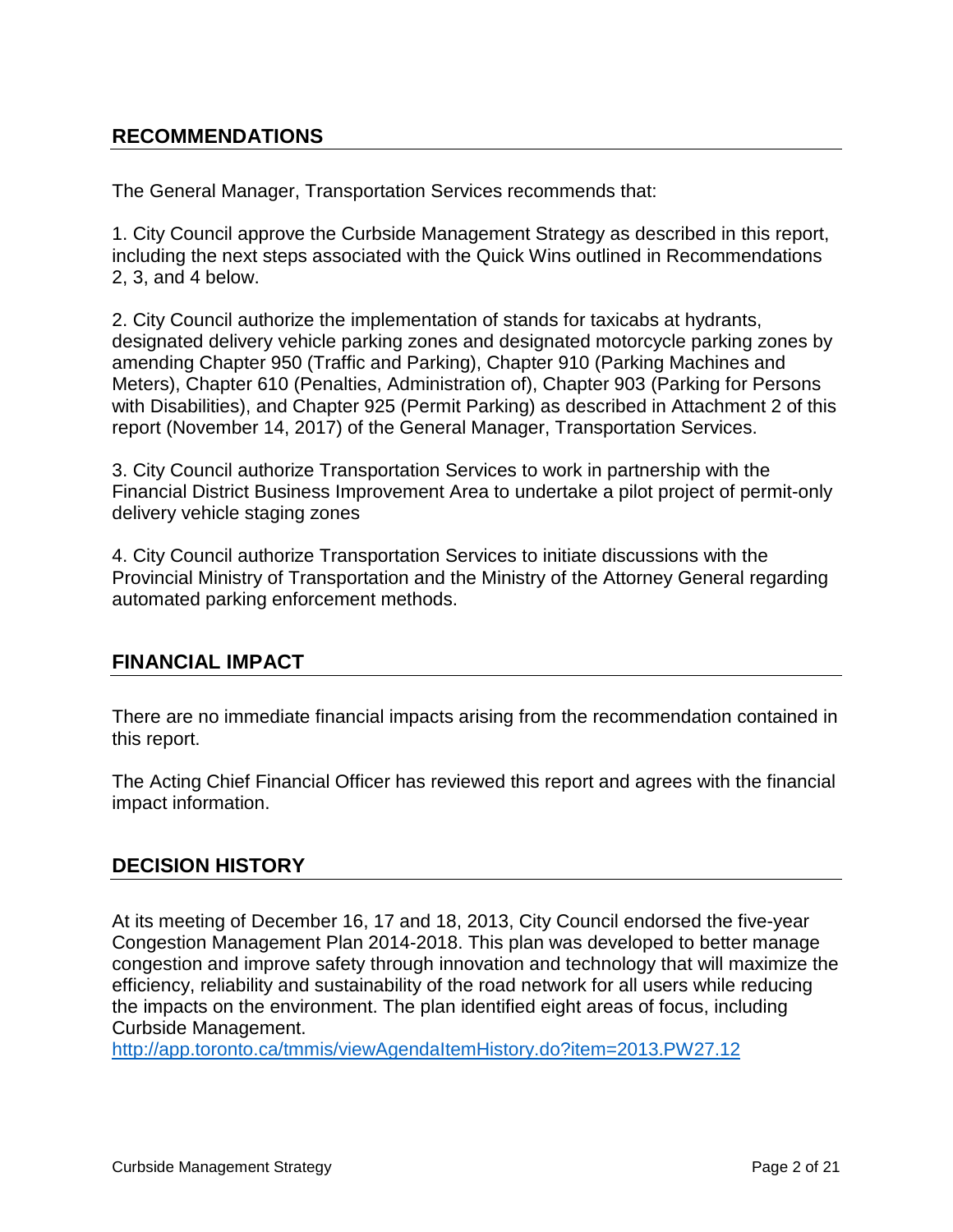## RECOMMENDATIONS

The General Manager, Transportation Services recommends that:

1. City Council approve the Curbside Management Strategy as described in this report, including the next steps associated with the Quick Wins outlined in Recommendations 2, 3, and 4 below.

2. City Council authorize the implementation of stands for taxicabs at hydrants, designated delivery vehicle parking zones and designated motorcycle parking zones by amending Chapter 950 (Traffic and Parking), Chapter 910 (Parking Machines and Meters), Chapter 610 (Penalties, Administration of), Chapter 903 (Parking for Persons with Disabilities), and Chapter 925 (Permit Parking) as described in Attachment 2 of this report (November 14, 2017) of the General Manager, Transportation Services.

3. City Council authorize Transportation Services to work in partnership with the Financial District Business Improvement Area to undertake a pilot project of permit-only delivery vehicle staging zones

4. City Council authorize Transportation Services to initiate discussions with the Provincial Ministry of Transportation and the Ministry of the Attorney General regarding automated parking enforcement methods.

## FINANCIAL IMPACT

There are no immediate financial impacts arising from the recommendation contained in this report.

The Acting Chief Financial Officer has reviewed this report and agrees with the financial impact information.

## DECISION HISTORY

At its meeting of December 16, 17 and 18, 2013, City Council endorsed the five-year Congestion Management Plan 2014-2018. This plan was developed to better manage congestion and improve safety through innovation and technology that will maximize the efficiency, reliability and sustainability of the road network for all users while reducing the impacts on the environment. The plan identified eight areas of focus, including Curbside Management.
http://app.toronto.ca/tmmis/viewAgendaItemHistory.do?item=2013.PW27.12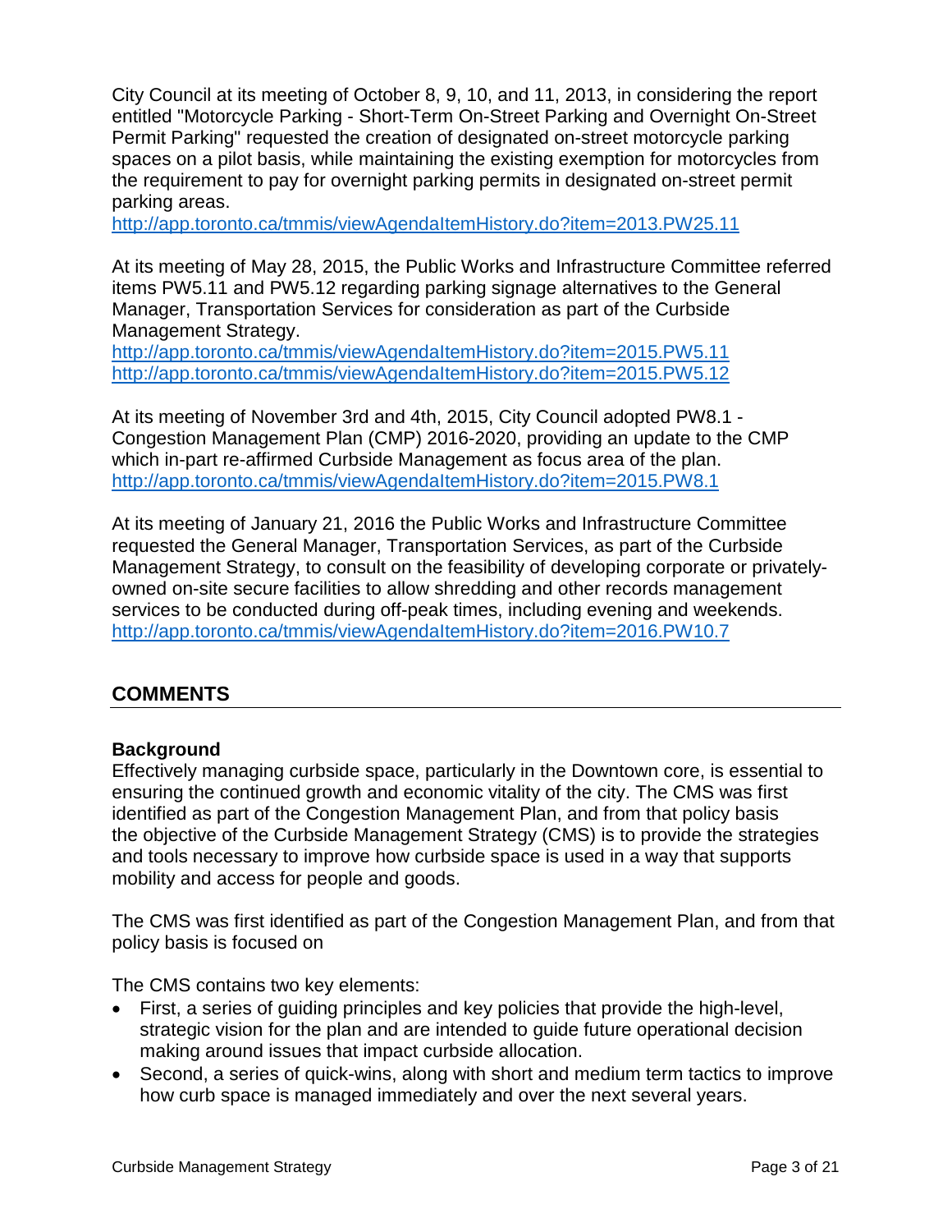City Council at its meeting of October 8, 9, 10, and 11, 2013, in considering the report entitled "Motorcycle Parking - Short-Term On-Street Parking and Overnight On-Street Permit Parking" requested the creation of designated on-street motorcycle parking spaces on a pilot basis, while maintaining the existing exemption for motorcycles from the requirement to pay for overnight parking permits in designated on-street permit parking areas.
http://app.toronto.ca/tmmis/viewAgendaItemHistory.do?item=2013.PW25.11

At its meeting of May 28, 2015, the Public Works and Infrastructure Committee referred items PW5.11 and PW5.12 regarding parking signage alternatives to the General Manager, Transportation Services for consideration as part of the Curbside Management Strategy.
http://app.toronto.ca/tmmis/viewAgendaItemHistory.do?item=2015.PW5.11
http://app.toronto.ca/tmmis/viewAgendaItemHistory.do?item=2015.PW5.12

At its meeting of November 3rd and 4th, 2015, City Council adopted PW8.1 - Congestion Management Plan (CMP) 2016-2020, providing an update to the CMP which in-part re-affirmed Curbside Management as focus area of the plan.
http://app.toronto.ca/tmmis/viewAgendaItemHistory.do?item=2015.PW8.1

At its meeting of January 21, 2016 the Public Works and Infrastructure Committee requested the General Manager, Transportation Services, as part of the Curbside Management Strategy, to consult on the feasibility of developing corporate or privately-owned on-site secure facilities to allow shredding and other records management services to be conducted during off-peak times, including evening and weekends.
http://app.toronto.ca/tmmis/viewAgendaItemHistory.do?item=2016.PW10.7

## COMMENTS

### Background

Effectively managing curbside space, particularly in the Downtown core, is essential to ensuring the continued growth and economic vitality of the city. The CMS was first identified as part of the Congestion Management Plan, and from that policy basis the objective of the Curbside Management Strategy (CMS) is to provide the strategies and tools necessary to improve how curbside space is used in a way that supports mobility and access for people and goods.

The CMS was first identified as part of the Congestion Management Plan, and from that policy basis is focused on

The CMS contains two key elements:

- First, a series of guiding principles and key policies that provide the high-level, strategic vision for the plan and are intended to guide future operational decision making around issues that impact curbside allocation.
- Second, a series of quick-wins, along with short and medium term tactics to improve how curb space is managed immediately and over the next several years.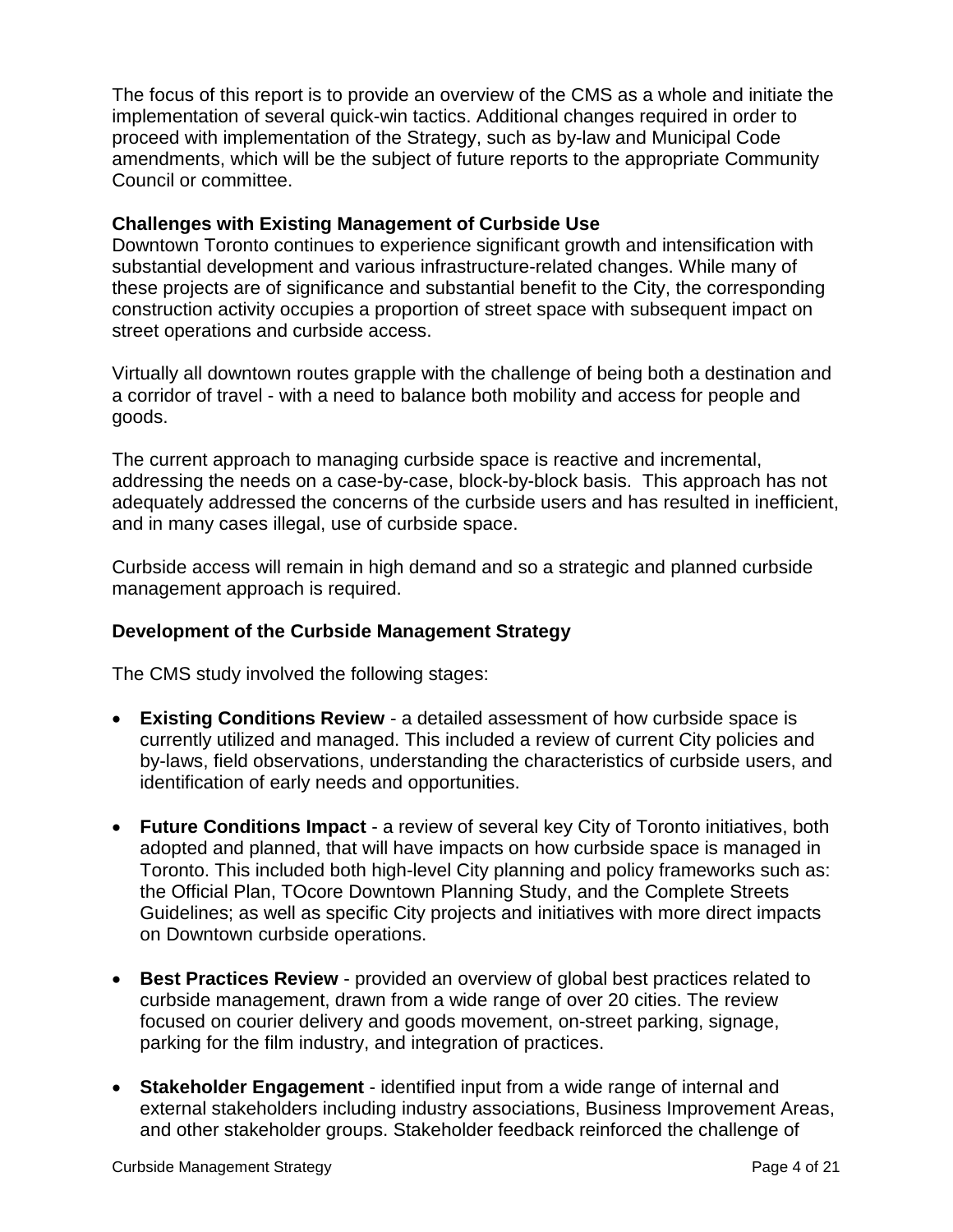The focus of this report is to provide an overview of the CMS as a whole and initiate the implementation of several quick-win tactics. Additional changes required in order to proceed with implementation of the Strategy, such as by-law and Municipal Code amendments, which will be the subject of future reports to the appropriate Community Council or committee.

### Challenges with Existing Management of Curbside Use

Downtown Toronto continues to experience significant growth and intensification with substantial development and various infrastructure-related changes. While many of these projects are of significance and substantial benefit to the City, the corresponding construction activity occupies a proportion of street space with subsequent impact on street operations and curbside access.

Virtually all downtown routes grapple with the challenge of being both a destination and a corridor of travel - with a need to balance both mobility and access for people and goods.

The current approach to managing curbside space is reactive and incremental, addressing the needs on a case-by-case, block-by-block basis. This approach has not adequately addressed the concerns of the curbside users and has resulted in inefficient, and in many cases illegal, use of curbside space.

Curbside access will remain in high demand and so a strategic and planned curbside management approach is required.

### Development of the Curbside Management Strategy

The CMS study involved the following stages:

- **Existing Conditions Review** - a detailed assessment of how curbside space is currently utilized and managed. This included a review of current City policies and by-laws, field observations, understanding the characteristics of curbside users, and identification of early needs and opportunities.

- **Future Conditions Impact** - a review of several key City of Toronto initiatives, both adopted and planned, that will have impacts on how curbside space is managed in Toronto. This included both high-level City planning and policy frameworks such as: the Official Plan, TOcore Downtown Planning Study, and the Complete Streets Guidelines; as well as specific City projects and initiatives with more direct impacts on Downtown curbside operations.

- **Best Practices Review** - provided an overview of global best practices related to curbside management, drawn from a wide range of over 20 cities. The review focused on courier delivery and goods movement, on-street parking, signage, parking for the film industry, and integration of practices.

- **Stakeholder Engagement** - identified input from a wide range of internal and external stakeholders including industry associations, Business Improvement Areas, and other stakeholder groups. Stakeholder feedback reinforced the challenge of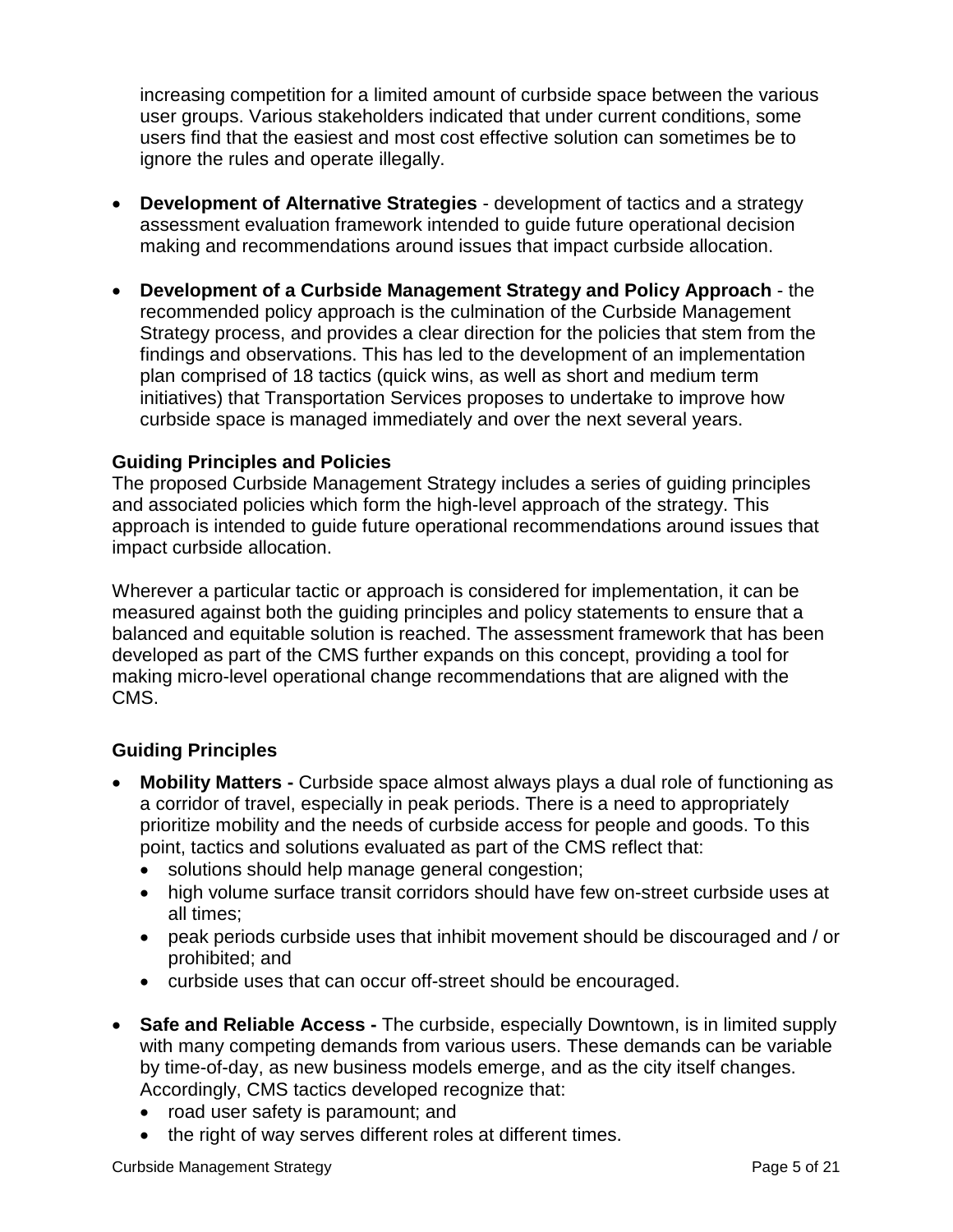increasing competition for a limited amount of curbside space between the various user groups. Various stakeholders indicated that under current conditions, some users find that the easiest and most cost effective solution can sometimes be to ignore the rules and operate illegally.

- **Development of Alternative Strategies** - development of tactics and a strategy assessment evaluation framework intended to guide future operational decision making and recommendations around issues that impact curbside allocation.

- **Development of a Curbside Management Strategy and Policy Approach** - the recommended policy approach is the culmination of the Curbside Management Strategy process, and provides a clear direction for the policies that stem from the findings and observations. This has led to the development of an implementation plan comprised of 18 tactics (quick wins, as well as short and medium term initiatives) that Transportation Services proposes to undertake to improve how curbside space is managed immediately and over the next several years.

### Guiding Principles and Policies

The proposed Curbside Management Strategy includes a series of guiding principles and associated policies which form the high-level approach of the strategy. This approach is intended to guide future operational recommendations around issues that impact curbside allocation.

Wherever a particular tactic or approach is considered for implementation, it can be measured against both the guiding principles and policy statements to ensure that a balanced and equitable solution is reached. The assessment framework that has been developed as part of the CMS further expands on this concept, providing a tool for making micro-level operational change recommendations that are aligned with the CMS.

### Guiding Principles

- **Mobility Matters -** Curbside space almost always plays a dual role of functioning as a corridor of travel, especially in peak periods. There is a need to appropriately prioritize mobility and the needs of curbside access for people and goods. To this point, tactics and solutions evaluated as part of the CMS reflect that:
  - solutions should help manage general congestion;
  - high volume surface transit corridors should have few on-street curbside uses at all times;
  - peak periods curbside uses that inhibit movement should be discouraged and / or prohibited; and
  - curbside uses that can occur off-street should be encouraged.

- **Safe and Reliable Access -** The curbside, especially Downtown, is in limited supply with many competing demands from various users. These demands can be variable by time-of-day, as new business models emerge, and as the city itself changes. Accordingly, CMS tactics developed recognize that:
  - road user safety is paramount; and
  - the right of way serves different roles at different times.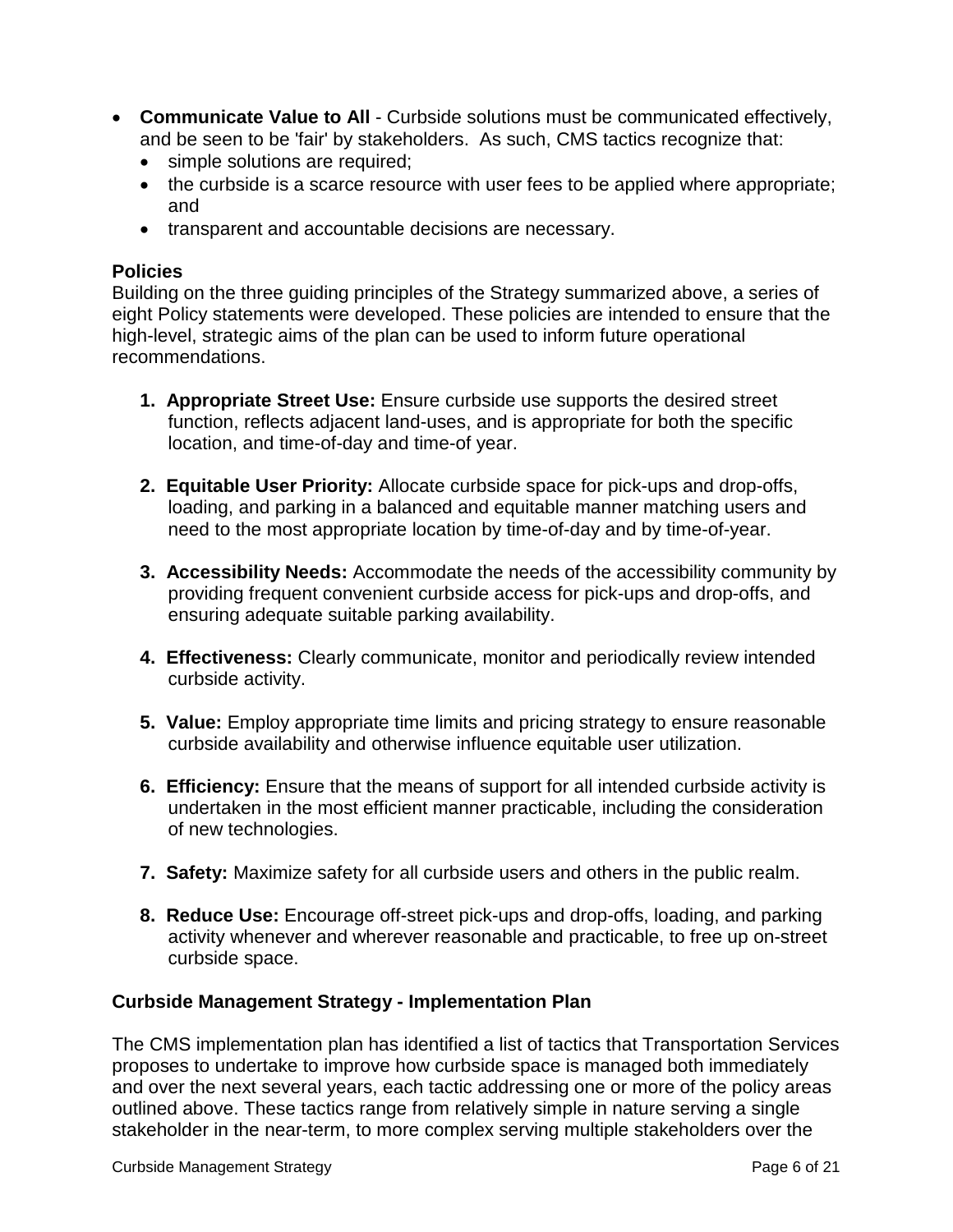- **Communicate Value to All** - Curbside solutions must be communicated effectively, and be seen to be 'fair' by stakeholders. As such, CMS tactics recognize that:
  - simple solutions are required;
  - the curbside is a scarce resource with user fees to be applied where appropriate; and
  - transparent and accountable decisions are necessary.

### Policies

Building on the three guiding principles of the Strategy summarized above, a series of eight Policy statements were developed. These policies are intended to ensure that the high-level, strategic aims of the plan can be used to inform future operational recommendations.

1. **Appropriate Street Use:** Ensure curbside use supports the desired street function, reflects adjacent land-uses, and is appropriate for both the specific location, and time-of-day and time-of year.

2. **Equitable User Priority:** Allocate curbside space for pick-ups and drop-offs, loading, and parking in a balanced and equitable manner matching users and need to the most appropriate location by time-of-day and by time-of-year.

3. **Accessibility Needs:** Accommodate the needs of the accessibility community by providing frequent convenient curbside access for pick-ups and drop-offs, and ensuring adequate suitable parking availability.

4. **Effectiveness:** Clearly communicate, monitor and periodically review intended curbside activity.

5. **Value:** Employ appropriate time limits and pricing strategy to ensure reasonable curbside availability and otherwise influence equitable user utilization.

6. **Efficiency:** Ensure that the means of support for all intended curbside activity is undertaken in the most efficient manner practicable, including the consideration of new technologies.

7. **Safety:** Maximize safety for all curbside users and others in the public realm.

8. **Reduce Use:** Encourage off-street pick-ups and drop-offs, loading, and parking activity whenever and wherever reasonable and practicable, to free up on-street curbside space.

### Curbside Management Strategy - Implementation Plan

The CMS implementation plan has identified a list of tactics that Transportation Services proposes to undertake to improve how curbside space is managed both immediately and over the next several years, each tactic addressing one or more of the policy areas outlined above. These tactics range from relatively simple in nature serving a single stakeholder in the near-term, to more complex serving multiple stakeholders over the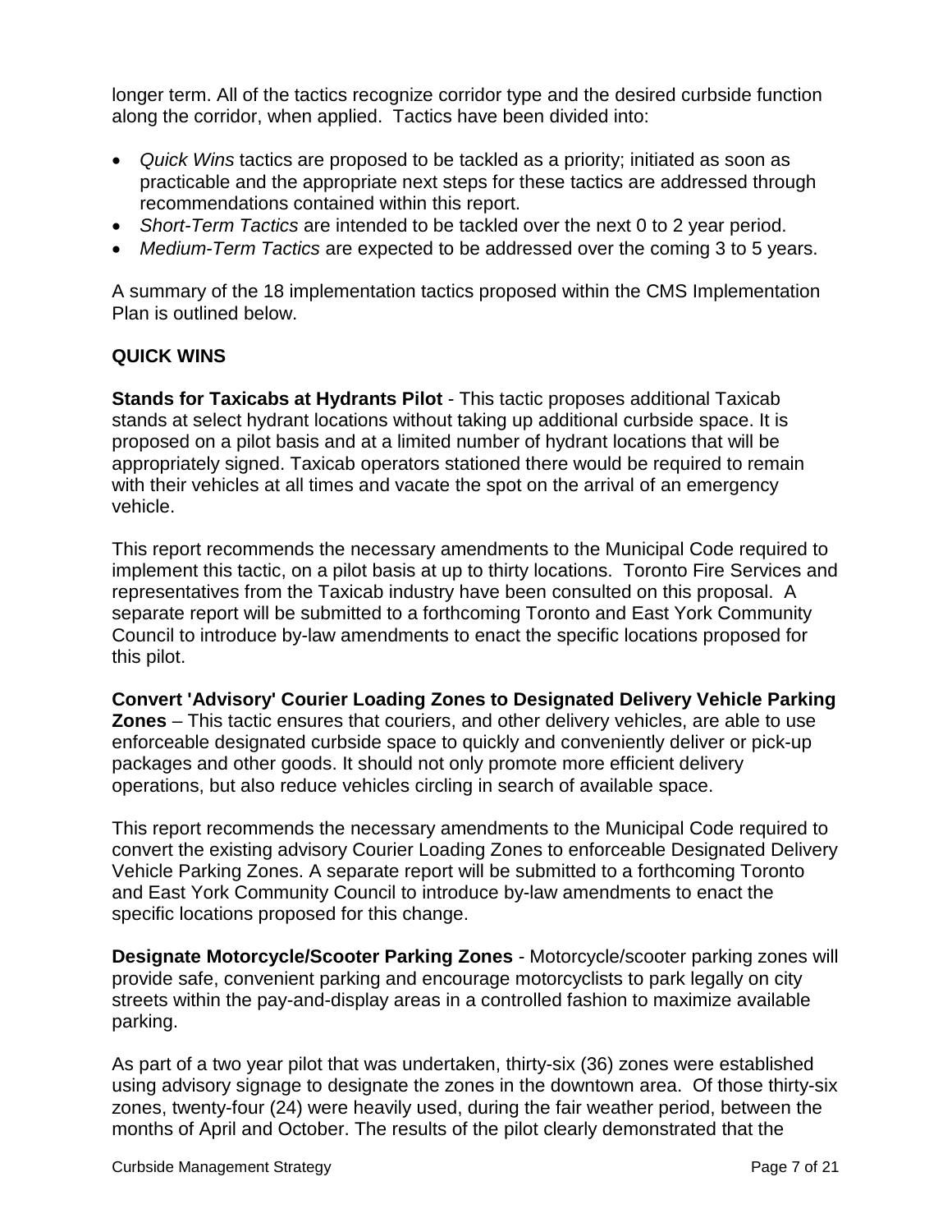longer term. All of the tactics recognize corridor type and the desired curbside function along the corridor, when applied. Tactics have been divided into:

- *Quick Wins* tactics are proposed to be tackled as a priority; initiated as soon as practicable and the appropriate next steps for these tactics are addressed through recommendations contained within this report.
- *Short-Term Tactics* are intended to be tackled over the next 0 to 2 year period.
- *Medium-Term Tactics* are expected to be addressed over the coming 3 to 5 years.

A summary of the 18 implementation tactics proposed within the CMS Implementation Plan is outlined below.

**QUICK WINS**

**Stands for Taxicabs at Hydrants Pilot** - This tactic proposes additional Taxicab stands at select hydrant locations without taking up additional curbside space. It is proposed on a pilot basis and at a limited number of hydrant locations that will be appropriately signed. Taxicab operators stationed there would be required to remain with their vehicles at all times and vacate the spot on the arrival of an emergency vehicle.

This report recommends the necessary amendments to the Municipal Code required to implement this tactic, on a pilot basis at up to thirty locations. Toronto Fire Services and representatives from the Taxicab industry have been consulted on this proposal. A separate report will be submitted to a forthcoming Toronto and East York Community Council to introduce by-law amendments to enact the specific locations proposed for this pilot.

**Convert 'Advisory' Courier Loading Zones to Designated Delivery Vehicle Parking Zones** – This tactic ensures that couriers, and other delivery vehicles, are able to use enforceable designated curbside space to quickly and conveniently deliver or pick-up packages and other goods. It should not only promote more efficient delivery operations, but also reduce vehicles circling in search of available space.

This report recommends the necessary amendments to the Municipal Code required to convert the existing advisory Courier Loading Zones to enforceable Designated Delivery Vehicle Parking Zones. A separate report will be submitted to a forthcoming Toronto and East York Community Council to introduce by-law amendments to enact the specific locations proposed for this change.

**Designate Motorcycle/Scooter Parking Zones** - Motorcycle/scooter parking zones will provide safe, convenient parking and encourage motorcyclists to park legally on city streets within the pay-and-display areas in a controlled fashion to maximize available parking.

As part of a two year pilot that was undertaken, thirty-six (36) zones were established using advisory signage to designate the zones in the downtown area. Of those thirty-six zones, twenty-four (24) were heavily used, during the fair weather period, between the months of April and October. The results of the pilot clearly demonstrated that the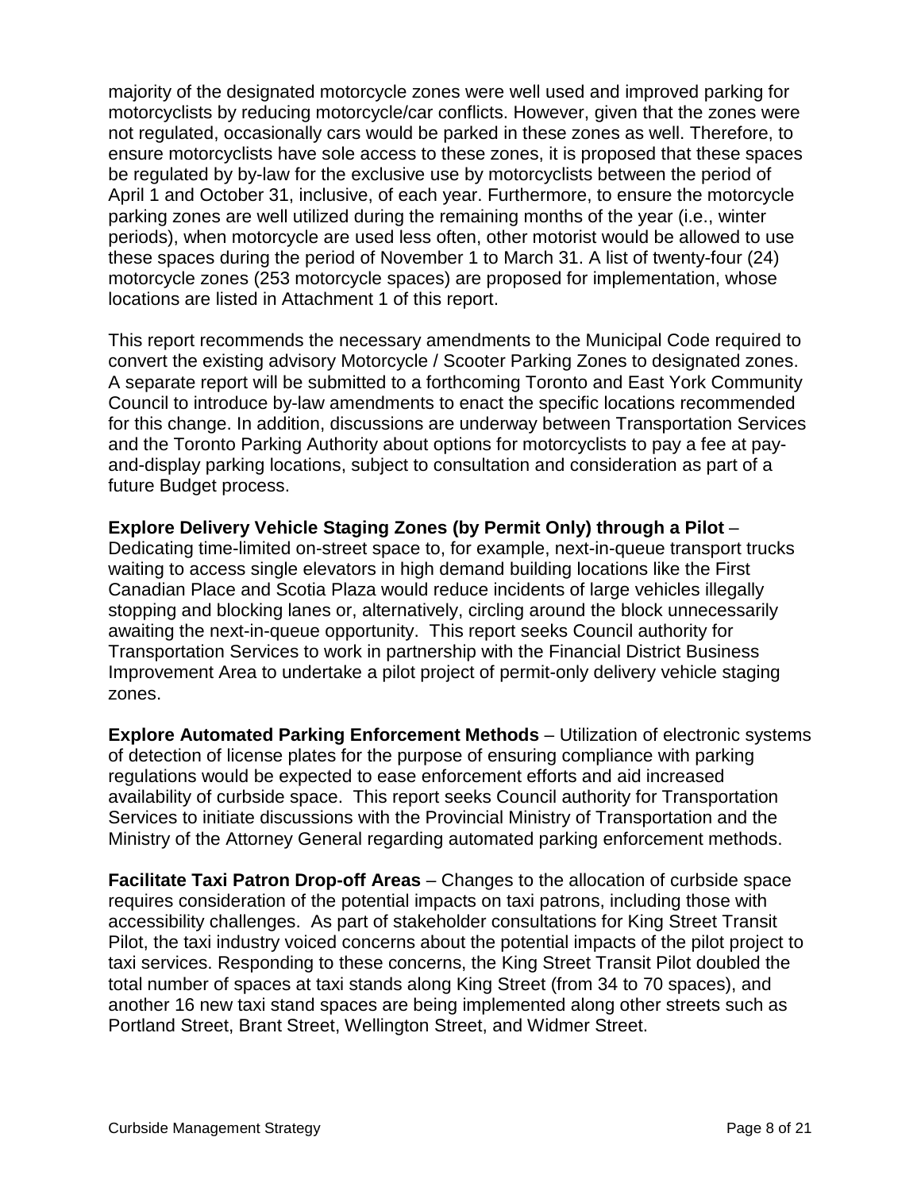majority of the designated motorcycle zones were well used and improved parking for motorcyclists by reducing motorcycle/car conflicts. However, given that the zones were not regulated, occasionally cars would be parked in these zones as well. Therefore, to ensure motorcyclists have sole access to these zones, it is proposed that these spaces be regulated by by-law for the exclusive use by motorcyclists between the period of April 1 and October 31, inclusive, of each year. Furthermore, to ensure the motorcycle parking zones are well utilized during the remaining months of the year (i.e., winter periods), when motorcycle are used less often, other motorist would be allowed to use these spaces during the period of November 1 to March 31. A list of twenty-four (24) motorcycle zones (253 motorcycle spaces) are proposed for implementation, whose locations are listed in Attachment 1 of this report.

This report recommends the necessary amendments to the Municipal Code required to convert the existing advisory Motorcycle / Scooter Parking Zones to designated zones. A separate report will be submitted to a forthcoming Toronto and East York Community Council to introduce by-law amendments to enact the specific locations recommended for this change. In addition, discussions are underway between Transportation Services and the Toronto Parking Authority about options for motorcyclists to pay a fee at pay-and-display parking locations, subject to consultation and consideration as part of a future Budget process.

**Explore Delivery Vehicle Staging Zones (by Permit Only) through a Pilot** – Dedicating time-limited on-street space to, for example, next-in-queue transport trucks waiting to access single elevators in high demand building locations like the First Canadian Place and Scotia Plaza would reduce incidents of large vehicles illegally stopping and blocking lanes or, alternatively, circling around the block unnecessarily awaiting the next-in-queue opportunity. This report seeks Council authority for Transportation Services to work in partnership with the Financial District Business Improvement Area to undertake a pilot project of permit-only delivery vehicle staging zones.

**Explore Automated Parking Enforcement Methods** – Utilization of electronic systems of detection of license plates for the purpose of ensuring compliance with parking regulations would be expected to ease enforcement efforts and aid increased availability of curbside space. This report seeks Council authority for Transportation Services to initiate discussions with the Provincial Ministry of Transportation and the Ministry of the Attorney General regarding automated parking enforcement methods.

**Facilitate Taxi Patron Drop-off Areas** – Changes to the allocation of curbside space requires consideration of the potential impacts on taxi patrons, including those with accessibility challenges. As part of stakeholder consultations for King Street Transit Pilot, the taxi industry voiced concerns about the potential impacts of the pilot project to taxi services. Responding to these concerns, the King Street Transit Pilot doubled the total number of spaces at taxi stands along King Street (from 34 to 70 spaces), and another 16 new taxi stand spaces are being implemented along other streets such as Portland Street, Brant Street, Wellington Street, and Widmer Street.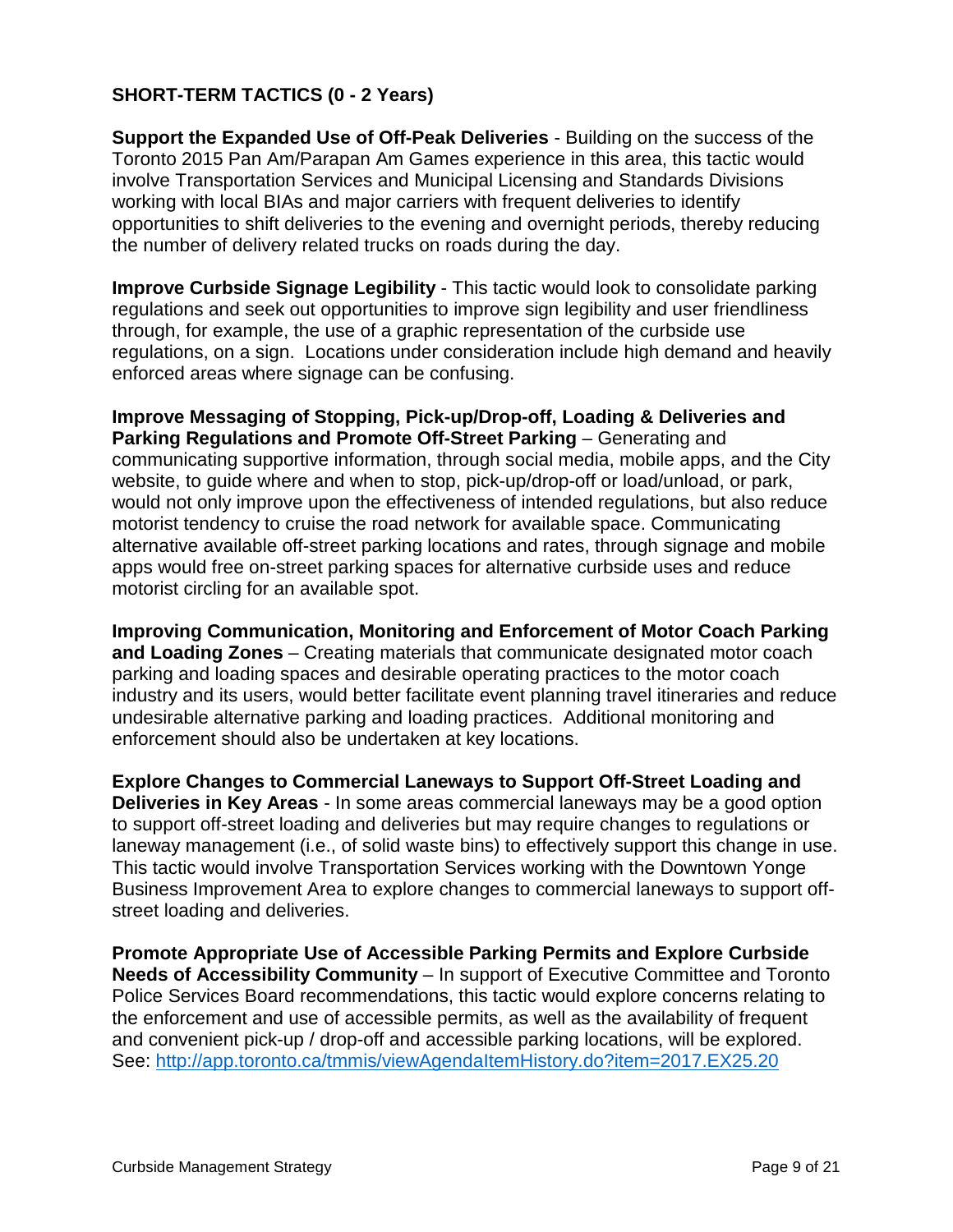## SHORT-TERM TACTICS (0 - 2 Years)

**Support the Expanded Use of Off-Peak Deliveries** - Building on the success of the Toronto 2015 Pan Am/Parapan Am Games experience in this area, this tactic would involve Transportation Services and Municipal Licensing and Standards Divisions working with local BIAs and major carriers with frequent deliveries to identify opportunities to shift deliveries to the evening and overnight periods, thereby reducing the number of delivery related trucks on roads during the day.

**Improve Curbside Signage Legibility** - This tactic would look to consolidate parking regulations and seek out opportunities to improve sign legibility and user friendliness through, for example, the use of a graphic representation of the curbside use regulations, on a sign. Locations under consideration include high demand and heavily enforced areas where signage can be confusing.

**Improve Messaging of Stopping, Pick-up/Drop-off, Loading & Deliveries and Parking Regulations and Promote Off-Street Parking** – Generating and communicating supportive information, through social media, mobile apps, and the City website, to guide where and when to stop, pick-up/drop-off or load/unload, or park, would not only improve upon the effectiveness of intended regulations, but also reduce motorist tendency to cruise the road network for available space. Communicating alternative available off-street parking locations and rates, through signage and mobile apps would free on-street parking spaces for alternative curbside uses and reduce motorist circling for an available spot.

**Improving Communication, Monitoring and Enforcement of Motor Coach Parking and Loading Zones** – Creating materials that communicate designated motor coach parking and loading spaces and desirable operating practices to the motor coach industry and its users, would better facilitate event planning travel itineraries and reduce undesirable alternative parking and loading practices. Additional monitoring and enforcement should also be undertaken at key locations.

**Explore Changes to Commercial Laneways to Support Off-Street Loading and Deliveries in Key Areas** - In some areas commercial laneways may be a good option to support off-street loading and deliveries but may require changes to regulations or laneway management (i.e., of solid waste bins) to effectively support this change in use. This tactic would involve Transportation Services working with the Downtown Yonge Business Improvement Area to explore changes to commercial laneways to support off-street loading and deliveries.

**Promote Appropriate Use of Accessible Parking Permits and Explore Curbside Needs of Accessibility Community** – In support of Executive Committee and Toronto Police Services Board recommendations, this tactic would explore concerns relating to the enforcement and use of accessible permits, as well as the availability of frequent and convenient pick-up / drop-off and accessible parking locations, will be explored. See: http://app.toronto.ca/tmmis/viewAgendaItemHistory.do?item=2017.EX25.20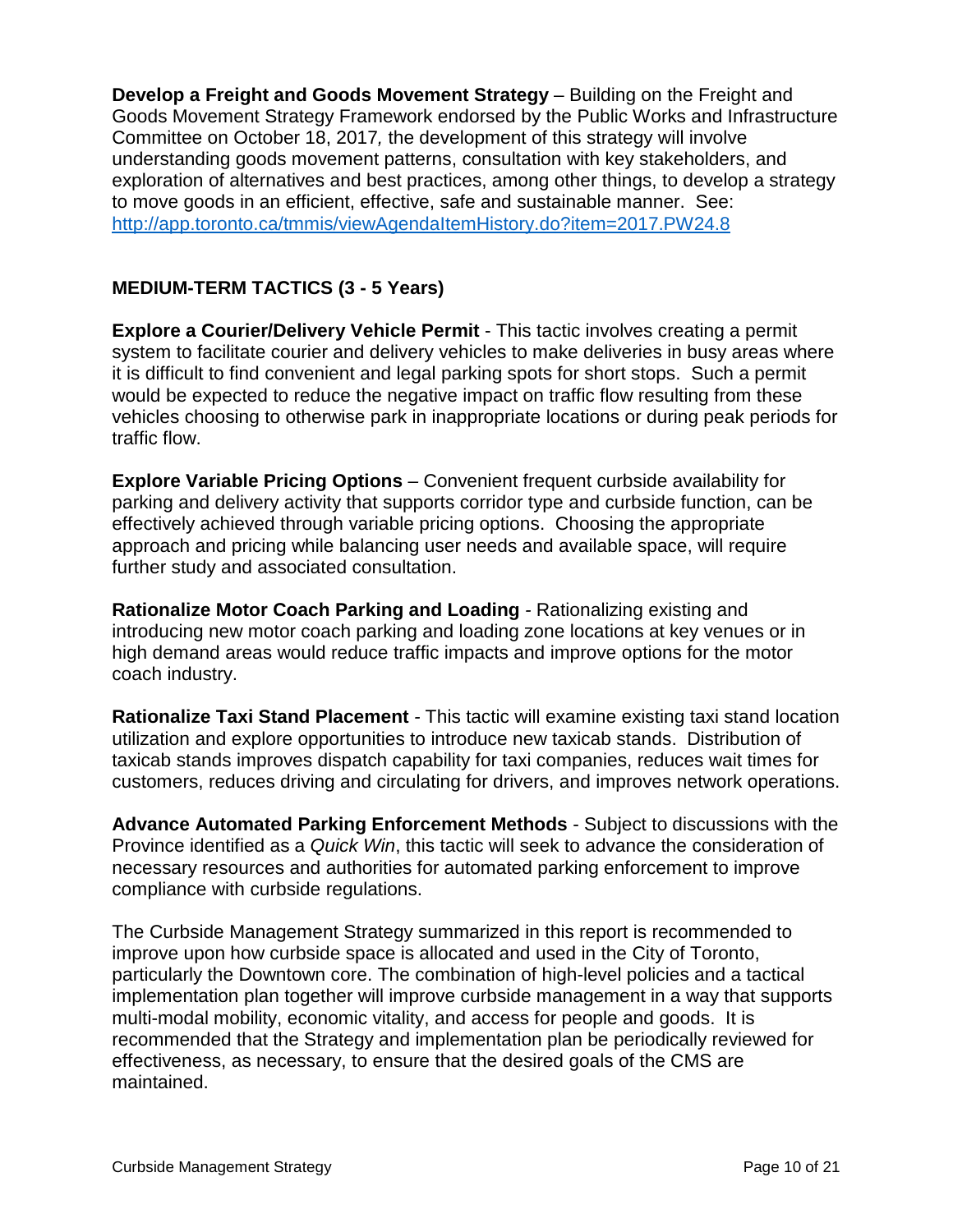**Develop a Freight and Goods Movement Strategy** – Building on the Freight and Goods Movement Strategy Framework endorsed by the Public Works and Infrastructure Committee on October 18, 2017*,* the development of this strategy will involve understanding goods movement patterns, consultation with key stakeholders, and exploration of alternatives and best practices, among other things, to develop a strategy to move goods in an efficient, effective, safe and sustainable manner. See: [http://app.toronto.ca/tmmis/viewAgendaItemHistory.do?item=2017.PW24.8](http://app.toronto.ca/tmmis/viewAgendaItemHistory.do?item=2017.PW24.8)

### MEDIUM-TERM TACTICS (3 - 5 Years)

**Explore a Courier/Delivery Vehicle Permit** - This tactic involves creating a permit system to facilitate courier and delivery vehicles to make deliveries in busy areas where it is difficult to find convenient and legal parking spots for short stops. Such a permit would be expected to reduce the negative impact on traffic flow resulting from these vehicles choosing to otherwise park in inappropriate locations or during peak periods for traffic flow.

**Explore Variable Pricing Options** – Convenient frequent curbside availability for parking and delivery activity that supports corridor type and curbside function, can be effectively achieved through variable pricing options. Choosing the appropriate approach and pricing while balancing user needs and available space, will require further study and associated consultation.

**Rationalize Motor Coach Parking and Loading** - Rationalizing existing and introducing new motor coach parking and loading zone locations at key venues or in high demand areas would reduce traffic impacts and improve options for the motor coach industry.

**Rationalize Taxi Stand Placement** - This tactic will examine existing taxi stand location utilization and explore opportunities to introduce new taxicab stands. Distribution of taxicab stands improves dispatch capability for taxi companies, reduces wait times for customers, reduces driving and circulating for drivers, and improves network operations.

**Advance Automated Parking Enforcement Methods** - Subject to discussions with the Province identified as a *Quick Win*, this tactic will seek to advance the consideration of necessary resources and authorities for automated parking enforcement to improve compliance with curbside regulations.

The Curbside Management Strategy summarized in this report is recommended to improve upon how curbside space is allocated and used in the City of Toronto, particularly the Downtown core. The combination of high-level policies and a tactical implementation plan together will improve curbside management in a way that supports multi-modal mobility, economic vitality, and access for people and goods. It is recommended that the Strategy and implementation plan be periodically reviewed for effectiveness, as necessary, to ensure that the desired goals of the CMS are maintained.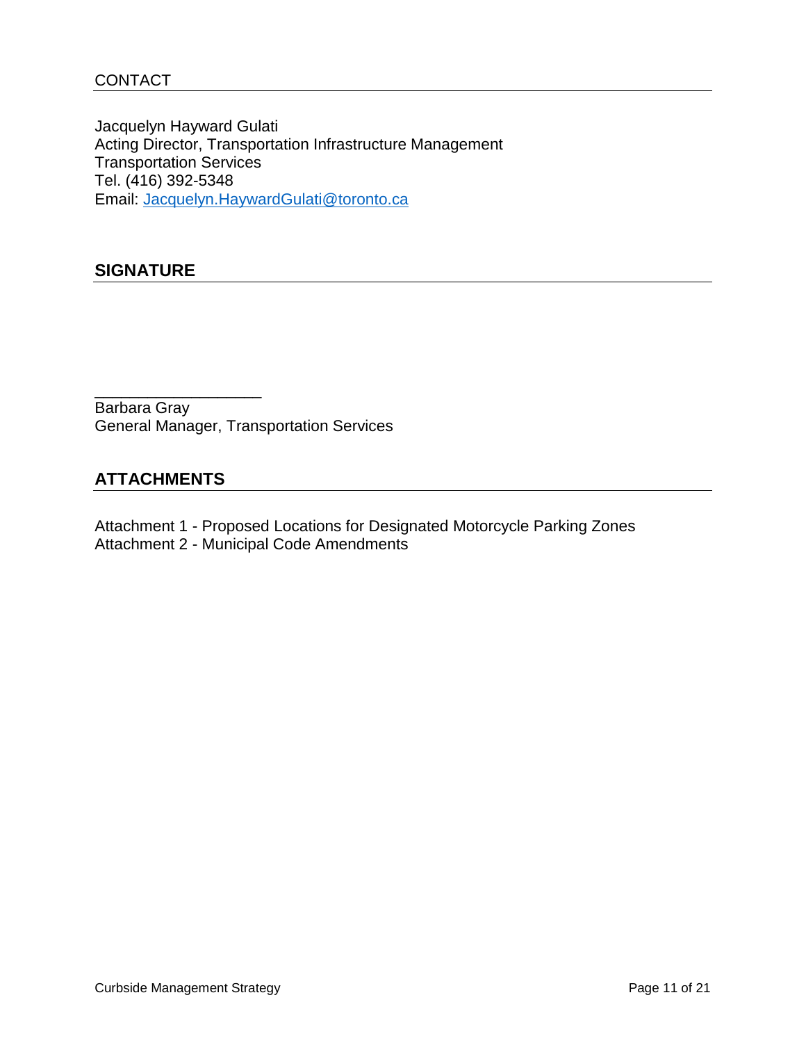## CONTACT

Jacquelyn Hayward Gulati
Acting Director, Transportation Infrastructure Management
Transportation Services
Tel. (416) 392-5348
Email: Jacquelyn.HaywardGulati@toronto.ca

## SIGNATURE

___________________
Barbara Gray
General Manager, Transportation Services

## ATTACHMENTS

Attachment 1 - Proposed Locations for Designated Motorcycle Parking Zones
Attachment 2 - Municipal Code Amendments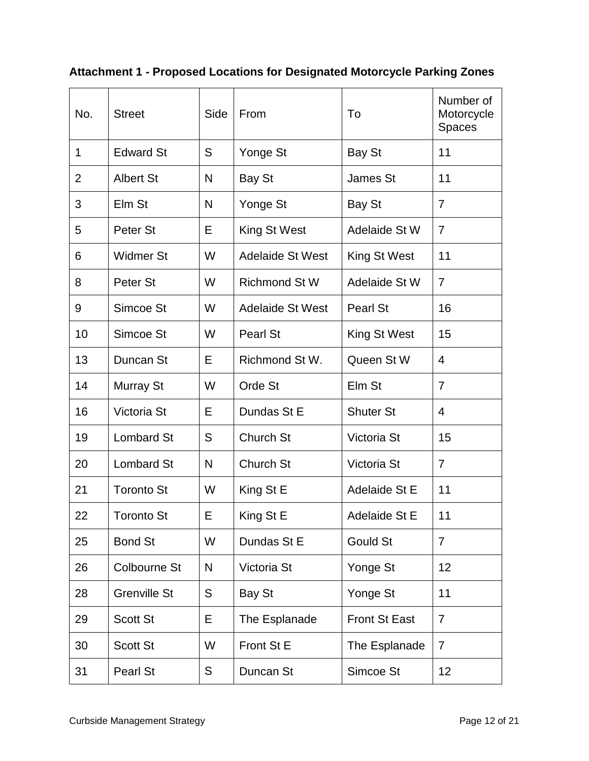**Attachment 1 - Proposed Locations for Designated Motorcycle Parking Zones**

| No. | Street | Side | From | To | Number of Motorcycle Spaces |
|---|---|---|---|---|---|
| 1 | Edward St | S | Yonge St | Bay St | 11 |
| 2 | Albert St | N | Bay St | James St | 11 |
| 3 | Elm St | N | Yonge St | Bay St | 7 |
| 5 | Peter St | E | King St West | Adelaide St W | 7 |
| 6 | Widmer St | W | Adelaide St West | King St West | 11 |
| 8 | Peter St | W | Richmond St W | Adelaide St W | 7 |
| 9 | Simcoe St | W | Adelaide St West | Pearl St | 16 |
| 10 | Simcoe St | W | Pearl St | King St West | 15 |
| 13 | Duncan St | E | Richmond St W. | Queen St W | 4 |
| 14 | Murray St | W | Orde St | Elm St | 7 |
| 16 | Victoria St | E | Dundas St E | Shuter St | 4 |
| 19 | Lombard St | S | Church St | Victoria St | 15 |
| 20 | Lombard St | N | Church St | Victoria St | 7 |
| 21 | Toronto St | W | King St E | Adelaide St E | 11 |
| 22 | Toronto St | E | King St E | Adelaide St E | 11 |
| 25 | Bond St | W | Dundas St E | Gould St | 7 |
| 26 | Colbourne St | N | Victoria St | Yonge St | 12 |
| 28 | Grenville St | S | Bay St | Yonge St | 11 |
| 29 | Scott St | E | The Esplanade | Front St East | 7 |
| 30 | Scott St | W | Front St E | The Esplanade | 7 |
| 31 | Pearl St | S | Duncan St | Simcoe St | 12 |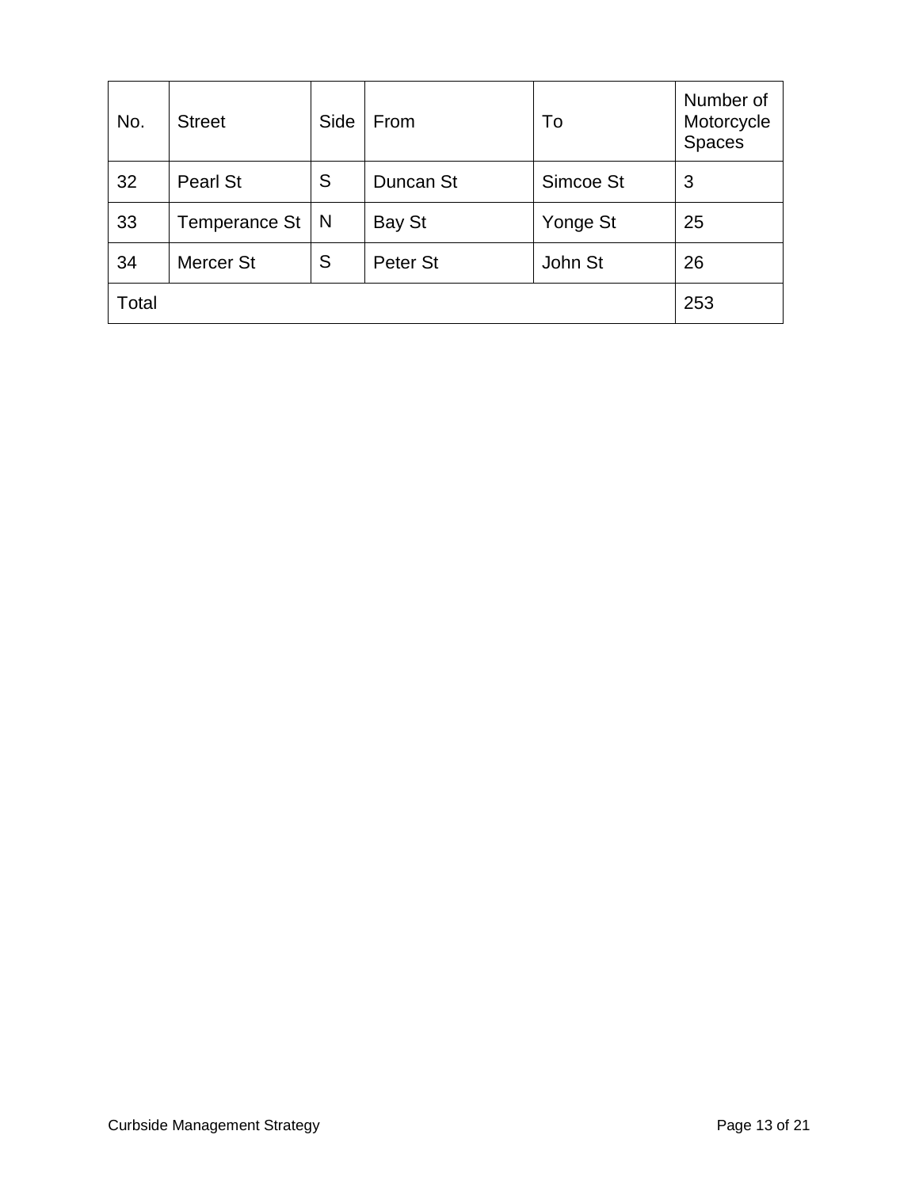| No. | Street | Side | From | To | Number of Motorcycle Spaces |
|---|---|---|---|---|---|
| 32 | Pearl St | S | Duncan St | Simcoe St | 3 |
| 33 | Temperance St | N | Bay St | Yonge St | 25 |
| 34 | Mercer St | S | Peter St | John St | 26 |
| Total | | | | | 253 |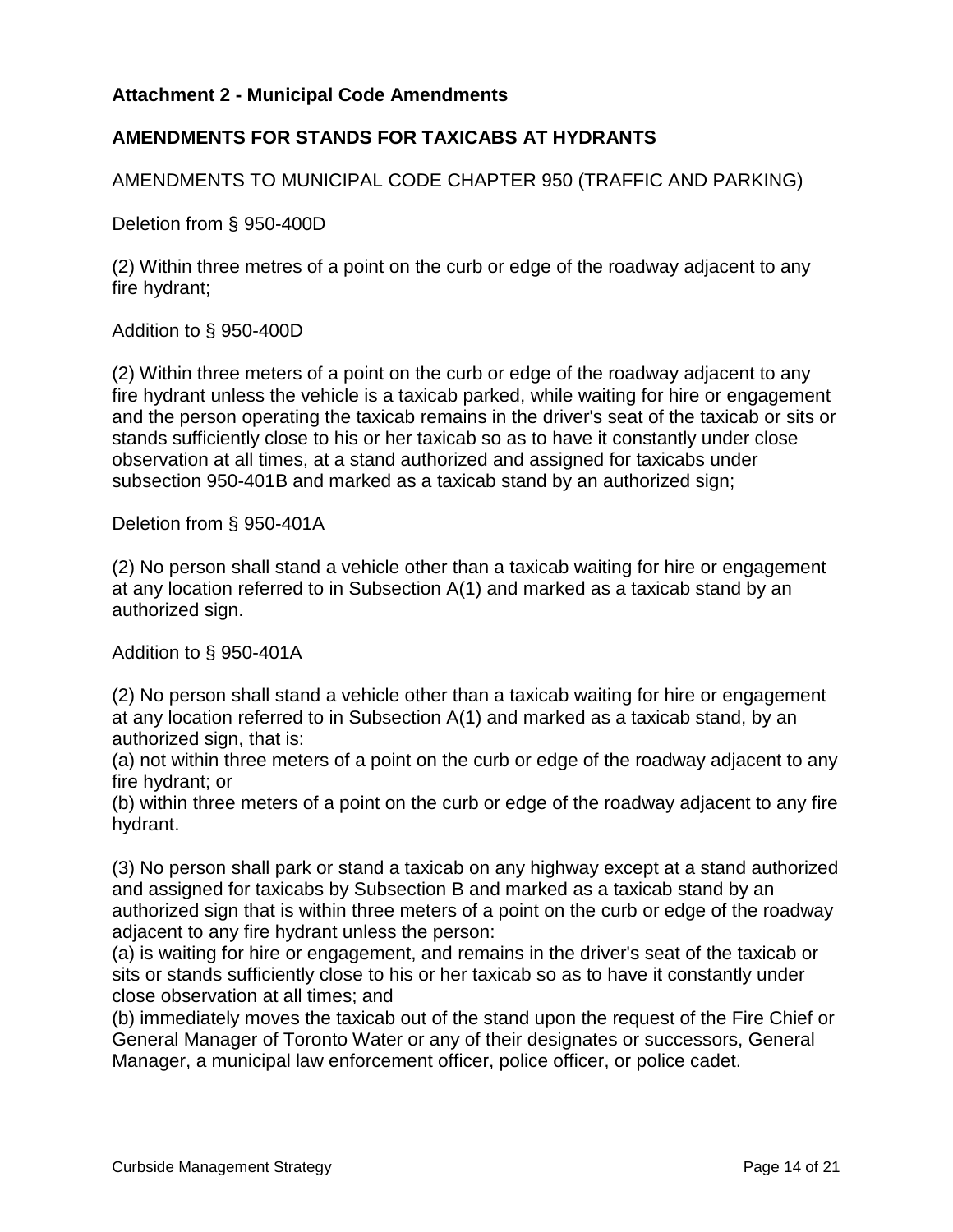**Attachment 2 - Municipal Code Amendments**

**AMENDMENTS FOR STANDS FOR TAXICABS AT HYDRANTS**

AMENDMENTS TO MUNICIPAL CODE CHAPTER 950 (TRAFFIC AND PARKING)

Deletion from § 950-400D

(2) Within three metres of a point on the curb or edge of the roadway adjacent to any fire hydrant;

Addition to § 950-400D

(2) Within three meters of a point on the curb or edge of the roadway adjacent to any fire hydrant unless the vehicle is a taxicab parked, while waiting for hire or engagement and the person operating the taxicab remains in the driver's seat of the taxicab or sits or stands sufficiently close to his or her taxicab so as to have it constantly under close observation at all times, at a stand authorized and assigned for taxicabs under subsection 950-401B and marked as a taxicab stand by an authorized sign;

Deletion from § 950-401A

(2) No person shall stand a vehicle other than a taxicab waiting for hire or engagement at any location referred to in Subsection A(1) and marked as a taxicab stand by an authorized sign.

Addition to § 950-401A

(2) No person shall stand a vehicle other than a taxicab waiting for hire or engagement at any location referred to in Subsection A(1) and marked as a taxicab stand, by an authorized sign, that is:
(a) not within three meters of a point on the curb or edge of the roadway adjacent to any fire hydrant; or
(b) within three meters of a point on the curb or edge of the roadway adjacent to any fire hydrant.

(3) No person shall park or stand a taxicab on any highway except at a stand authorized and assigned for taxicabs by Subsection B and marked as a taxicab stand by an authorized sign that is within three meters of a point on the curb or edge of the roadway adjacent to any fire hydrant unless the person:
(a) is waiting for hire or engagement, and remains in the driver's seat of the taxicab or sits or stands sufficiently close to his or her taxicab so as to have it constantly under close observation at all times; and
(b) immediately moves the taxicab out of the stand upon the request of the Fire Chief or General Manager of Toronto Water or any of their designates or successors, General Manager, a municipal law enforcement officer, police officer, or police cadet.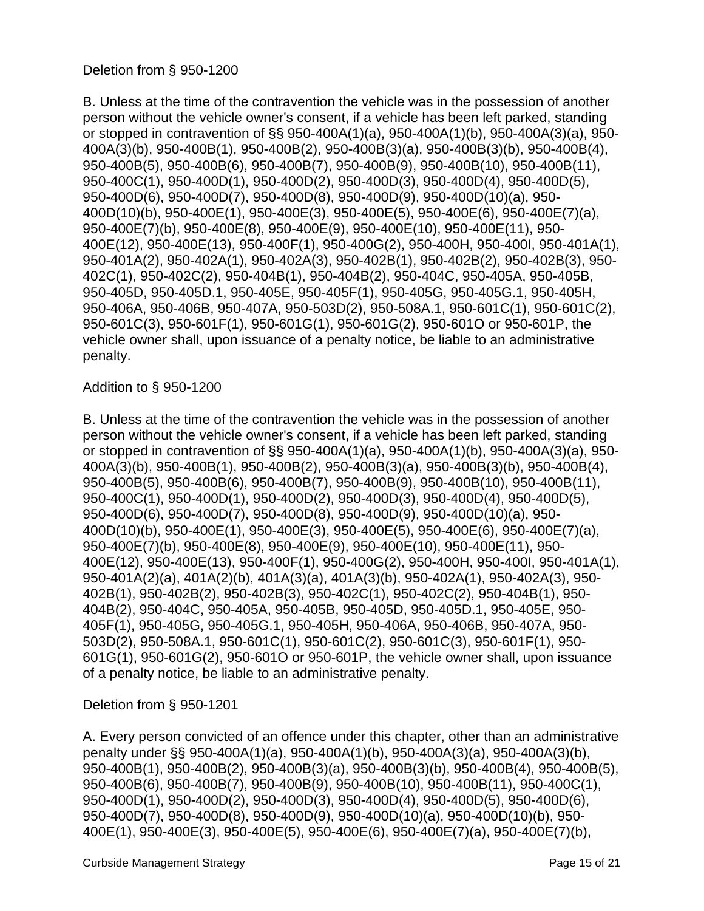Deletion from § 950-1200

B. Unless at the time of the contravention the vehicle was in the possession of another person without the vehicle owner's consent, if a vehicle has been left parked, standing or stopped in contravention of §§ 950-400A(1)(a), 950-400A(1)(b), 950-400A(3)(a), 950-400A(3)(b), 950-400B(1), 950-400B(2), 950-400B(3)(a), 950-400B(3)(b), 950-400B(4), 950-400B(5), 950-400B(6), 950-400B(7), 950-400B(9), 950-400B(10), 950-400B(11), 950-400C(1), 950-400D(1), 950-400D(2), 950-400D(3), 950-400D(4), 950-400D(5), 950-400D(6), 950-400D(7), 950-400D(8), 950-400D(9), 950-400D(10)(a), 950-400D(10)(b), 950-400E(1), 950-400E(3), 950-400E(5), 950-400E(6), 950-400E(7)(a), 950-400E(7)(b), 950-400E(8), 950-400E(9), 950-400E(10), 950-400E(11), 950-400E(12), 950-400E(13), 950-400F(1), 950-400G(2), 950-400H, 950-400I, 950-401A(1), 950-401A(2), 950-402A(1), 950-402A(3), 950-402B(1), 950-402B(2), 950-402B(3), 950-402C(1), 950-402C(2), 950-404B(1), 950-404B(2), 950-404C, 950-405A, 950-405B, 950-405D, 950-405D.1, 950-405E, 950-405F(1), 950-405G, 950-405G.1, 950-405H, 950-406A, 950-406B, 950-407A, 950-503D(2), 950-508A.1, 950-601C(1), 950-601C(2), 950-601C(3), 950-601F(1), 950-601G(1), 950-601G(2), 950-601O or 950-601P, the vehicle owner shall, upon issuance of a penalty notice, be liable to an administrative penalty.

Addition to § 950-1200

B. Unless at the time of the contravention the vehicle was in the possession of another person without the vehicle owner's consent, if a vehicle has been left parked, standing or stopped in contravention of §§ 950-400A(1)(a), 950-400A(1)(b), 950-400A(3)(a), 950-400A(3)(b), 950-400B(1), 950-400B(2), 950-400B(3)(a), 950-400B(3)(b), 950-400B(4), 950-400B(5), 950-400B(6), 950-400B(7), 950-400B(9), 950-400B(10), 950-400B(11), 950-400C(1), 950-400D(1), 950-400D(2), 950-400D(3), 950-400D(4), 950-400D(5), 950-400D(6), 950-400D(7), 950-400D(8), 950-400D(9), 950-400D(10)(a), 950-400D(10)(b), 950-400E(1), 950-400E(3), 950-400E(5), 950-400E(6), 950-400E(7)(a), 950-400E(7)(b), 950-400E(8), 950-400E(9), 950-400E(10), 950-400E(11), 950-400E(12), 950-400E(13), 950-400F(1), 950-400G(2), 950-400H, 950-400I, 950-401A(1), 950-401A(2)(a), 401A(2)(b), 401A(3)(a), 401A(3)(b), 950-402A(1), 950-402A(3), 950-402B(1), 950-402B(2), 950-402B(3), 950-402C(1), 950-402C(2), 950-404B(1), 950-404B(2), 950-404C, 950-405A, 950-405B, 950-405D, 950-405D.1, 950-405E, 950-405F(1), 950-405G, 950-405G.1, 950-405H, 950-406A, 950-406B, 950-407A, 950-503D(2), 950-508A.1, 950-601C(1), 950-601C(2), 950-601C(3), 950-601F(1), 950-601G(1), 950-601G(2), 950-601O or 950-601P, the vehicle owner shall, upon issuance of a penalty notice, be liable to an administrative penalty.

Deletion from § 950-1201

A. Every person convicted of an offence under this chapter, other than an administrative penalty under §§ 950-400A(1)(a), 950-400A(1)(b), 950-400A(3)(a), 950-400A(3)(b), 950-400B(1), 950-400B(2), 950-400B(3)(a), 950-400B(3)(b), 950-400B(4), 950-400B(5), 950-400B(6), 950-400B(7), 950-400B(9), 950-400B(10), 950-400B(11), 950-400C(1), 950-400D(1), 950-400D(2), 950-400D(3), 950-400D(4), 950-400D(5), 950-400D(6), 950-400D(7), 950-400D(8), 950-400D(9), 950-400D(10)(a), 950-400D(10)(b), 950-400E(1), 950-400E(3), 950-400E(5), 950-400E(6), 950-400E(7)(a), 950-400E(7)(b),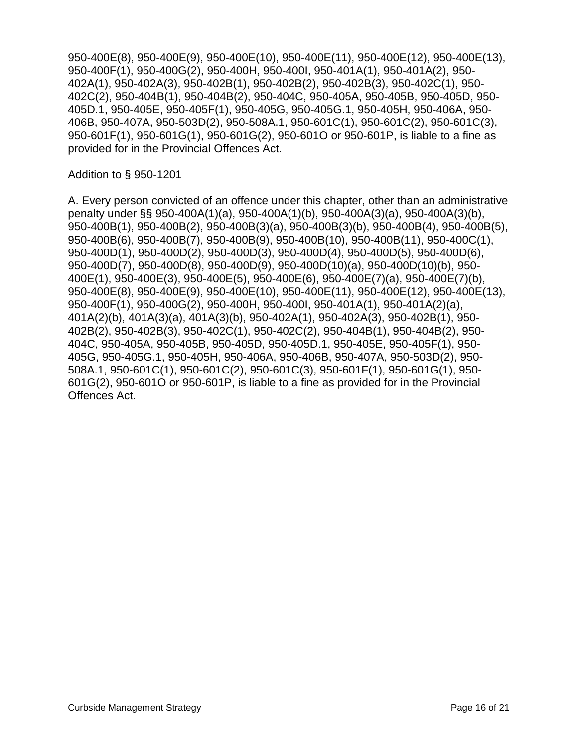950-400E(8), 950-400E(9), 950-400E(10), 950-400E(11), 950-400E(12), 950-400E(13), 950-400F(1), 950-400G(2), 950-400H, 950-400I, 950-401A(1), 950-401A(2), 950-402A(1), 950-402A(3), 950-402B(1), 950-402B(2), 950-402B(3), 950-402C(1), 950-402C(2), 950-404B(1), 950-404B(2), 950-404C, 950-405A, 950-405B, 950-405D, 950-405D.1, 950-405E, 950-405F(1), 950-405G, 950-405G.1, 950-405H, 950-406A, 950-406B, 950-407A, 950-503D(2), 950-508A.1, 950-601C(1), 950-601C(2), 950-601C(3), 950-601F(1), 950-601G(1), 950-601G(2), 950-601O or 950-601P, is liable to a fine as provided for in the Provincial Offences Act.

Addition to § 950-1201

A. Every person convicted of an offence under this chapter, other than an administrative penalty under §§ 950-400A(1)(a), 950-400A(1)(b), 950-400A(3)(a), 950-400A(3)(b), 950-400B(1), 950-400B(2), 950-400B(3)(a), 950-400B(3)(b), 950-400B(4), 950-400B(5), 950-400B(6), 950-400B(7), 950-400B(9), 950-400B(10), 950-400B(11), 950-400C(1), 950-400D(1), 950-400D(2), 950-400D(3), 950-400D(4), 950-400D(5), 950-400D(6), 950-400D(7), 950-400D(8), 950-400D(9), 950-400D(10)(a), 950-400D(10)(b), 950-400E(1), 950-400E(3), 950-400E(5), 950-400E(6), 950-400E(7)(a), 950-400E(7)(b), 950-400E(8), 950-400E(9), 950-400E(10), 950-400E(11), 950-400E(12), 950-400E(13), 950-400F(1), 950-400G(2), 950-400H, 950-400I, 950-401A(1), 950-401A(2)(a), 401A(2)(b), 401A(3)(a), 401A(3)(b), 950-402A(1), 950-402A(3), 950-402B(1), 950-402B(2), 950-402B(3), 950-402C(1), 950-402C(2), 950-404B(1), 950-404B(2), 950-404C, 950-405A, 950-405B, 950-405D, 950-405D.1, 950-405E, 950-405F(1), 950-405G, 950-405G.1, 950-405H, 950-406A, 950-406B, 950-407A, 950-503D(2), 950-508A.1, 950-601C(1), 950-601C(2), 950-601C(3), 950-601F(1), 950-601G(1), 950-601G(2), 950-601O or 950-601P, is liable to a fine as provided for in the Provincial Offences Act.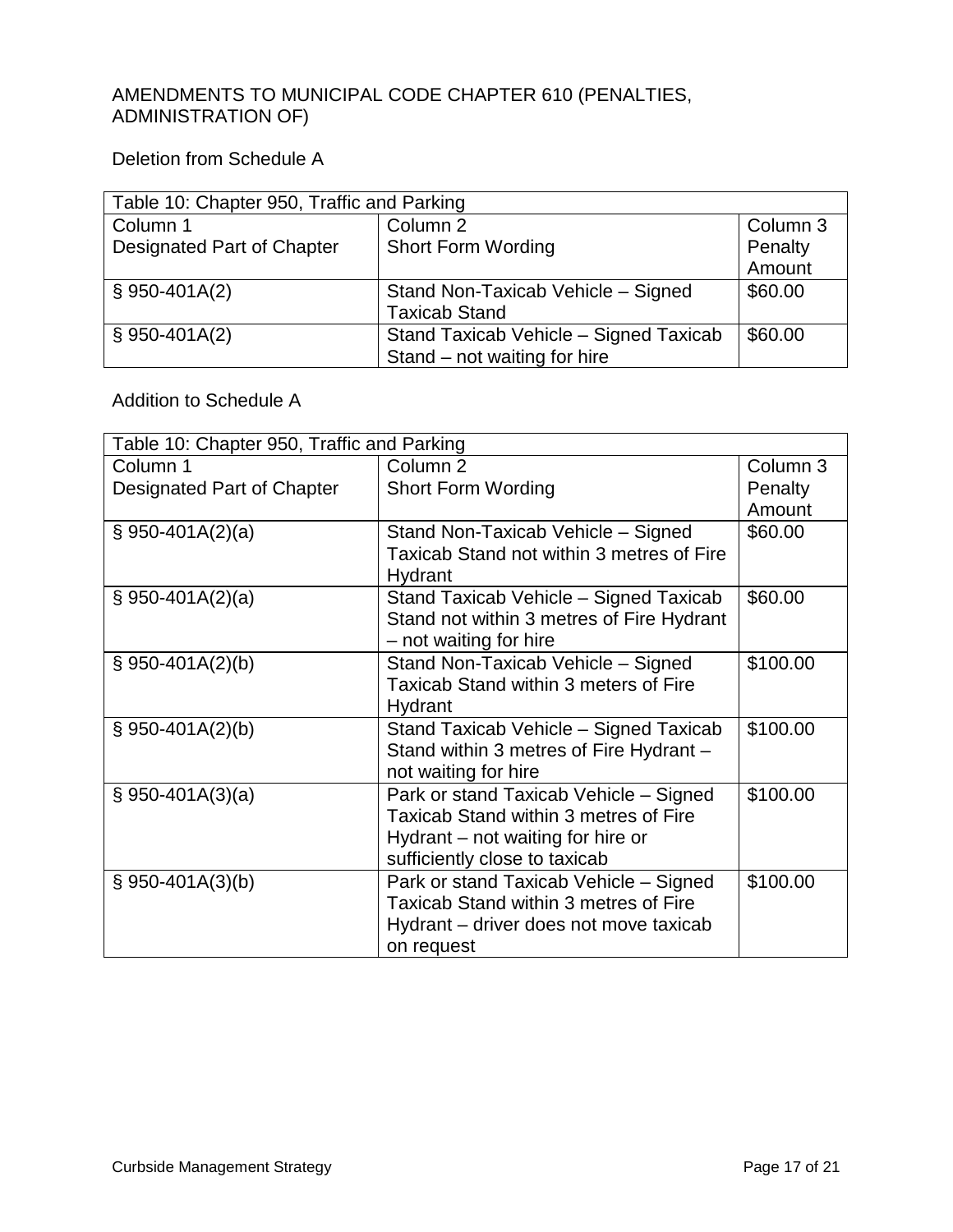AMENDMENTS TO MUNICIPAL CODE CHAPTER 610 (PENALTIES, ADMINISTRATION OF)

Deletion from Schedule A

| Table 10: Chapter 950, Traffic and Parking | | |
|---|---|---|
| Column 1 Designated Part of Chapter | Column 2 Short Form Wording | Column 3 Penalty Amount |
| § 950-401A(2) | Stand Non-Taxicab Vehicle – Signed Taxicab Stand | $60.00 |
| § 950-401A(2) | Stand Taxicab Vehicle – Signed Taxicab Stand – not waiting for hire | $60.00 |

Addition to Schedule A

| Table 10: Chapter 950, Traffic and Parking | | |
|---|---|---|
| Column 1 Designated Part of Chapter | Column 2 Short Form Wording | Column 3 Penalty Amount |
| § 950-401A(2)(a) | Stand Non-Taxicab Vehicle – Signed Taxicab Stand not within 3 metres of Fire Hydrant | $60.00 |
| § 950-401A(2)(a) | Stand Taxicab Vehicle – Signed Taxicab Stand not within 3 metres of Fire Hydrant – not waiting for hire | $60.00 |
| § 950-401A(2)(b) | Stand Non-Taxicab Vehicle – Signed Taxicab Stand within 3 meters of Fire Hydrant | $100.00 |
| § 950-401A(2)(b) | Stand Taxicab Vehicle – Signed Taxicab Stand within 3 metres of Fire Hydrant – not waiting for hire | $100.00 |
| § 950-401A(3)(a) | Park or stand Taxicab Vehicle – Signed Taxicab Stand within 3 metres of Fire Hydrant – not waiting for hire or sufficiently close to taxicab | $100.00 |
| § 950-401A(3)(b) | Park or stand Taxicab Vehicle – Signed Taxicab Stand within 3 metres of Fire Hydrant – driver does not move taxicab on request | $100.00 |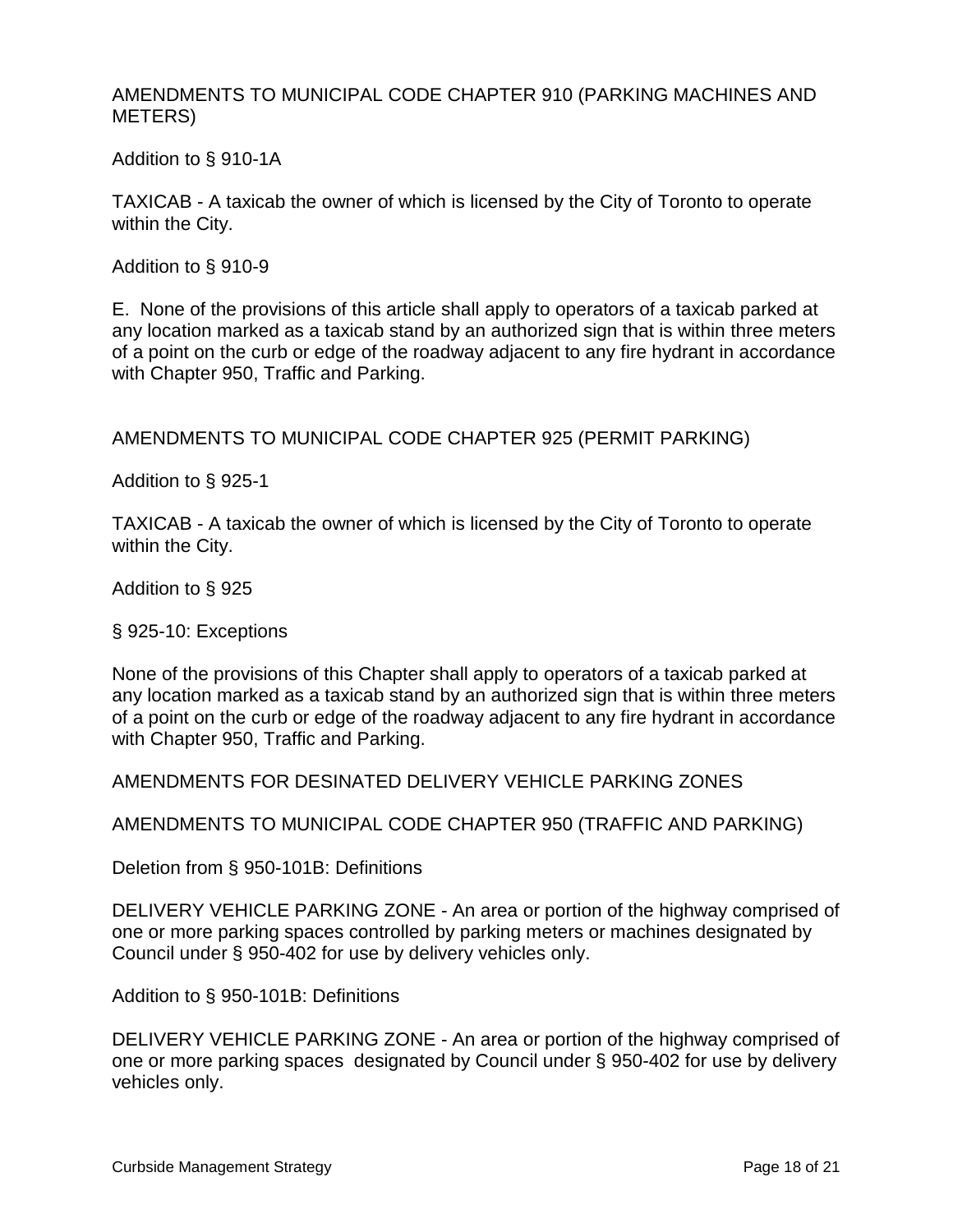AMENDMENTS TO MUNICIPAL CODE CHAPTER 910 (PARKING MACHINES AND METERS)

Addition to § 910-1A

TAXICAB - A taxicab the owner of which is licensed by the City of Toronto to operate within the City.

Addition to § 910-9

E. None of the provisions of this article shall apply to operators of a taxicab parked at any location marked as a taxicab stand by an authorized sign that is within three meters of a point on the curb or edge of the roadway adjacent to any fire hydrant in accordance with Chapter 950, Traffic and Parking.

AMENDMENTS TO MUNICIPAL CODE CHAPTER 925 (PERMIT PARKING)

Addition to § 925-1

TAXICAB - A taxicab the owner of which is licensed by the City of Toronto to operate within the City.

Addition to § 925

§ 925-10: Exceptions

None of the provisions of this Chapter shall apply to operators of a taxicab parked at any location marked as a taxicab stand by an authorized sign that is within three meters of a point on the curb or edge of the roadway adjacent to any fire hydrant in accordance with Chapter 950, Traffic and Parking.

AMENDMENTS FOR DESINATED DELIVERY VEHICLE PARKING ZONES

AMENDMENTS TO MUNICIPAL CODE CHAPTER 950 (TRAFFIC AND PARKING)

Deletion from § 950-101B: Definitions

DELIVERY VEHICLE PARKING ZONE - An area or portion of the highway comprised of one or more parking spaces controlled by parking meters or machines designated by Council under § 950-402 for use by delivery vehicles only.

Addition to § 950-101B: Definitions

DELIVERY VEHICLE PARKING ZONE - An area or portion of the highway comprised of one or more parking spaces designated by Council under § 950-402 for use by delivery vehicles only.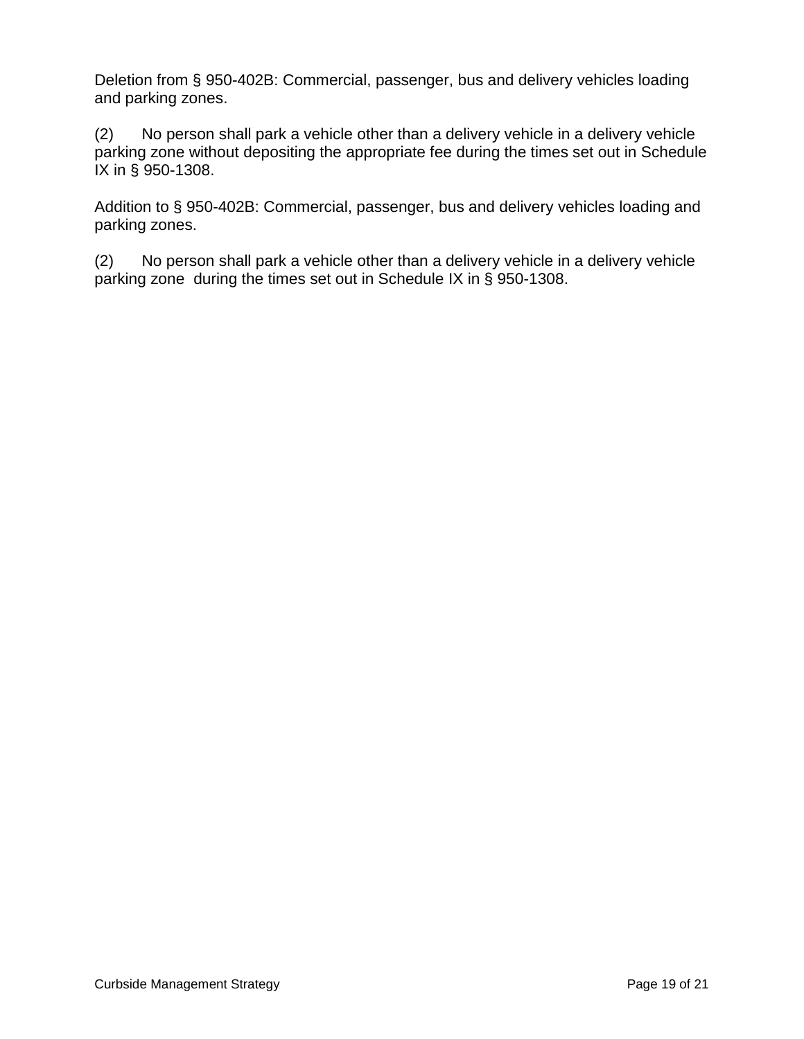Deletion from § 950-402B: Commercial, passenger, bus and delivery vehicles loading and parking zones.

(2) No person shall park a vehicle other than a delivery vehicle in a delivery vehicle parking zone without depositing the appropriate fee during the times set out in Schedule IX in § 950-1308.

Addition to § 950-402B: Commercial, passenger, bus and delivery vehicles loading and parking zones.

(2) No person shall park a vehicle other than a delivery vehicle in a delivery vehicle parking zone during the times set out in Schedule IX in § 950-1308.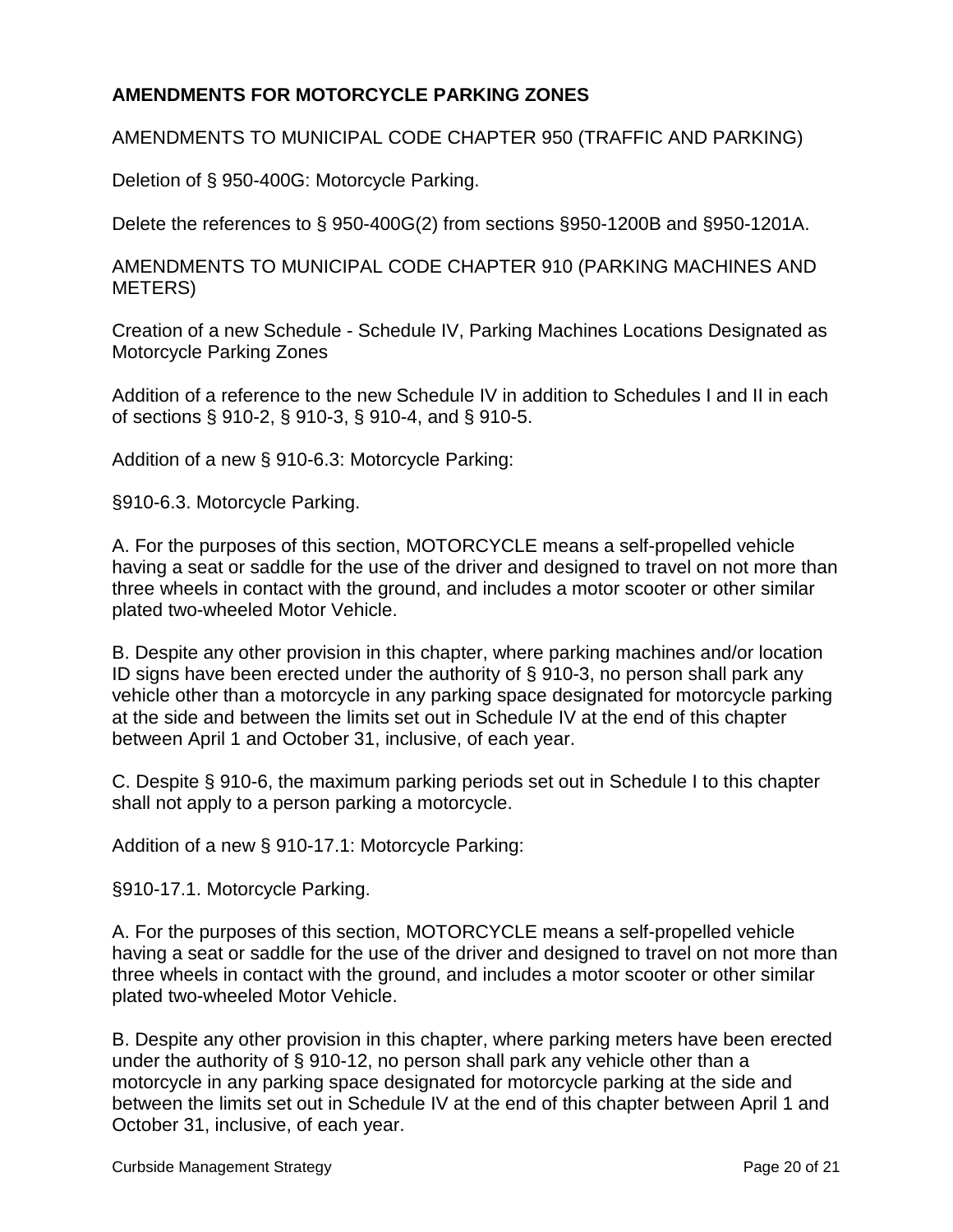## AMENDMENTS FOR MOTORCYCLE PARKING ZONES

AMENDMENTS TO MUNICIPAL CODE CHAPTER 950 (TRAFFIC AND PARKING)

Deletion of § 950-400G: Motorcycle Parking.

Delete the references to § 950-400G(2) from sections §950-1200B and §950-1201A.

AMENDMENTS TO MUNICIPAL CODE CHAPTER 910 (PARKING MACHINES AND METERS)

Creation of a new Schedule - Schedule IV, Parking Machines Locations Designated as Motorcycle Parking Zones

Addition of a reference to the new Schedule IV in addition to Schedules I and II in each of sections § 910-2, § 910-3, § 910-4, and § 910-5.

Addition of a new § 910-6.3: Motorcycle Parking:

§910-6.3. Motorcycle Parking.

A. For the purposes of this section, MOTORCYCLE means a self-propelled vehicle having a seat or saddle for the use of the driver and designed to travel on not more than three wheels in contact with the ground, and includes a motor scooter or other similar plated two-wheeled Motor Vehicle.

B. Despite any other provision in this chapter, where parking machines and/or location ID signs have been erected under the authority of § 910-3, no person shall park any vehicle other than a motorcycle in any parking space designated for motorcycle parking at the side and between the limits set out in Schedule IV at the end of this chapter between April 1 and October 31, inclusive, of each year.

C. Despite § 910-6, the maximum parking periods set out in Schedule I to this chapter shall not apply to a person parking a motorcycle.

Addition of a new § 910-17.1: Motorcycle Parking:

§910-17.1. Motorcycle Parking.

A. For the purposes of this section, MOTORCYCLE means a self-propelled vehicle having a seat or saddle for the use of the driver and designed to travel on not more than three wheels in contact with the ground, and includes a motor scooter or other similar plated two-wheeled Motor Vehicle.

B. Despite any other provision in this chapter, where parking meters have been erected under the authority of § 910-12, no person shall park any vehicle other than a motorcycle in any parking space designated for motorcycle parking at the side and between the limits set out in Schedule IV at the end of this chapter between April 1 and October 31, inclusive, of each year.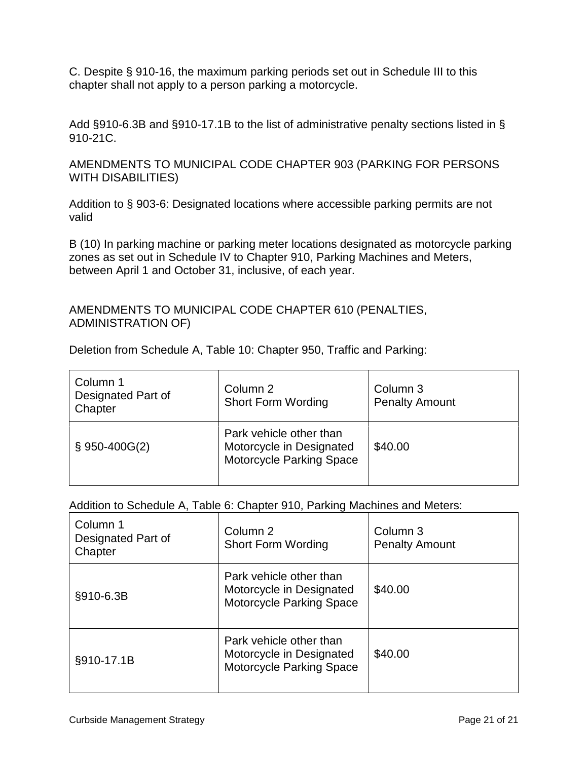C. Despite § 910-16, the maximum parking periods set out in Schedule III to this chapter shall not apply to a person parking a motorcycle.

Add §910-6.3B and §910-17.1B to the list of administrative penalty sections listed in § 910-21C.

AMENDMENTS TO MUNICIPAL CODE CHAPTER 903 (PARKING FOR PERSONS WITH DISABILITIES)

Addition to § 903-6: Designated locations where accessible parking permits are not valid

B (10) In parking machine or parking meter locations designated as motorcycle parking zones as set out in Schedule IV to Chapter 910, Parking Machines and Meters, between April 1 and October 31, inclusive, of each year.

AMENDMENTS TO MUNICIPAL CODE CHAPTER 610 (PENALTIES, ADMINISTRATION OF)

Deletion from Schedule A, Table 10: Chapter 950, Traffic and Parking:

| Column 1 Designated Part of Chapter | Column 2 Short Form Wording | Column 3 Penalty Amount |
|---|---|---|
| § 950-400G(2) | Park vehicle other than Motorcycle in Designated Motorcycle Parking Space | $40.00 |

Addition to Schedule A, Table 6: Chapter 910, Parking Machines and Meters:

| Column 1 Designated Part of Chapter | Column 2 Short Form Wording | Column 3 Penalty Amount |
|---|---|---|
| §910-6.3B | Park vehicle other than Motorcycle in Designated Motorcycle Parking Space | $40.00 |
| §910-17.1B | Park vehicle other than Motorcycle in Designated Motorcycle Parking Space | $40.00 |